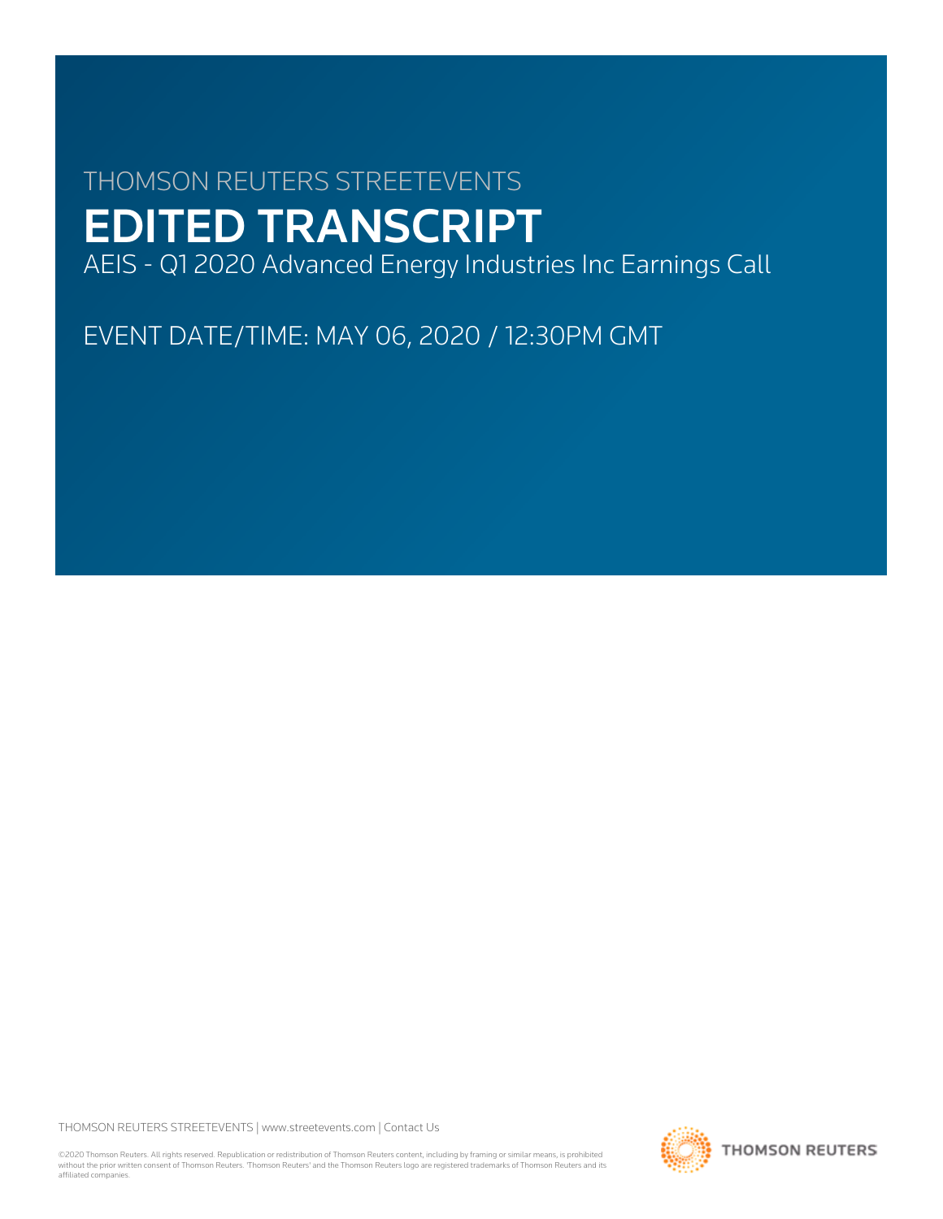THOMSON REUTERS STREETEVENTS

# EDITED TRANSCRIPT

AEIS - Q1 2020 Advanced Energy Industries Inc Earnings Call

EVENT DATE/TIME: MAY 06, 2020 / 12:30PM GMT

THOMSON REUTERS STREETEVENTS | www.streetevents.com | Contact Us

©2020 Thomson Reuters. All rights reserved. Republication or redistribution of Thomson Reuters content, including by framing or similar means, is prohibited without the prior written consent of Thomson Reuters. 'Thomson Reuters' and the Thomson Reuters logo are registered trademarks of Thomson Reuters and its affiliated companies.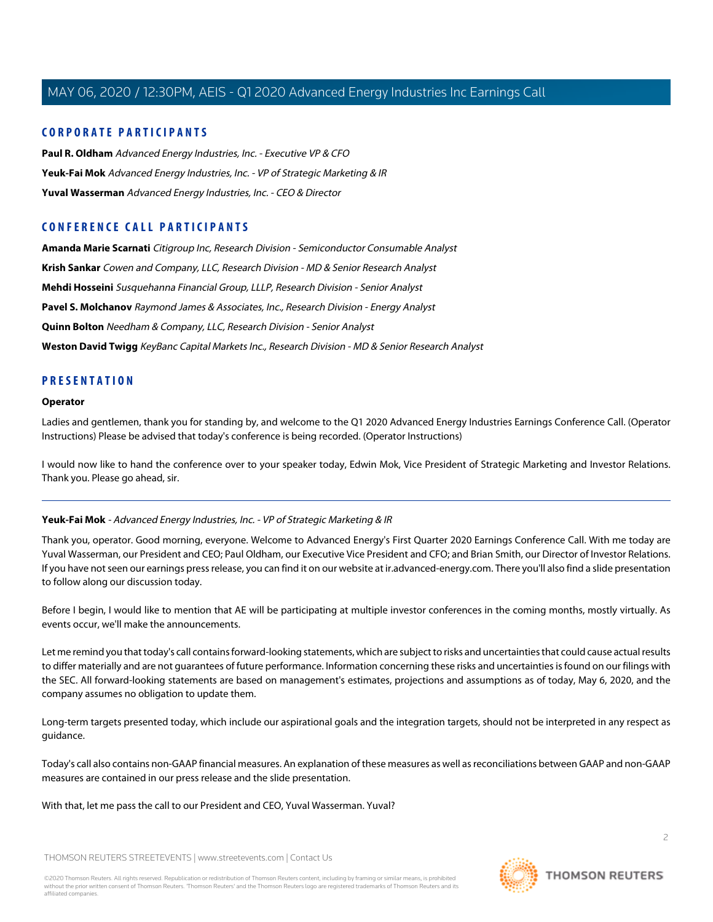## CORPORATE PARTICIPANTS

**Paul R. Oldham** *Advanced Energy Industries, Inc. - Executive VP & CFO*

**Yeuk-Fai Mok** *Advanced Energy Industries, Inc. - VP of Strategic Marketing & IR*

**Yuval Wasserman** *Advanced Energy Industries, Inc. - CEO & Director*

## CONFERENCE CALL PARTICIPANTS

**Amanda Marie Scarnati** *Citigroup Inc, Research Division - Semiconductor Consumable Analyst*

**Krish Sankar** *Cowen and Company, LLC, Research Division - MD & Senior Research Analyst*

**Mehdi Hosseini** *Susquehanna Financial Group, LLLP, Research Division - Senior Analyst*

**Pavel S. Molchanov** *Raymond James & Associates, Inc., Research Division - Energy Analyst*

**Quinn Bolton** *Needham & Company, LLC, Research Division - Senior Analyst*

**Weston David Twigg** *KeyBanc Capital Markets Inc., Research Division - MD & Senior Research Analyst*

## PRESENTATION

**Operator**

Ladies and gentlemen, thank you for standing by, and welcome to the Q1 2020 Advanced Energy Industries Earnings Conference Call. (Operator Instructions) Please be advised that today's conference is being recorded. (Operator Instructions)

I would now like to hand the conference over to your speaker today, Edwin Mok, Vice President of Strategic Marketing and Investor Relations. Thank you. Please go ahead, sir.

---

**Yeuk-Fai Mok** - *Advanced Energy Industries, Inc. - VP of Strategic Marketing & IR*

Thank you, operator. Good morning, everyone. Welcome to Advanced Energy's First Quarter 2020 Earnings Conference Call. With me today are Yuval Wasserman, our President and CEO; Paul Oldham, our Executive Vice President and CFO; and Brian Smith, our Director of Investor Relations. If you have not seen our earnings press release, you can find it on our website at ir.advanced-energy.com. There you'll also find a slide presentation to follow along our discussion today.

Before I begin, I would like to mention that AE will be participating at multiple investor conferences in the coming months, mostly virtually. As events occur, we'll make the announcements.

Let me remind you that today's call contains forward-looking statements, which are subject to risks and uncertainties that could cause actual results to differ materially and are not guarantees of future performance. Information concerning these risks and uncertainties is found on our filings with the SEC. All forward-looking statements are based on management's estimates, projections and assumptions as of today, May 6, 2020, and the company assumes no obligation to update them.

Long-term targets presented today, which include our aspirational goals and the integration targets, should not be interpreted in any respect as guidance.

Today's call also contains non-GAAP financial measures. An explanation of these measures as well as reconciliations between GAAP and non-GAAP measures are contained in our press release and the slide presentation.

With that, let me pass the call to our President and CEO, Yuval Wasserman. Yuval?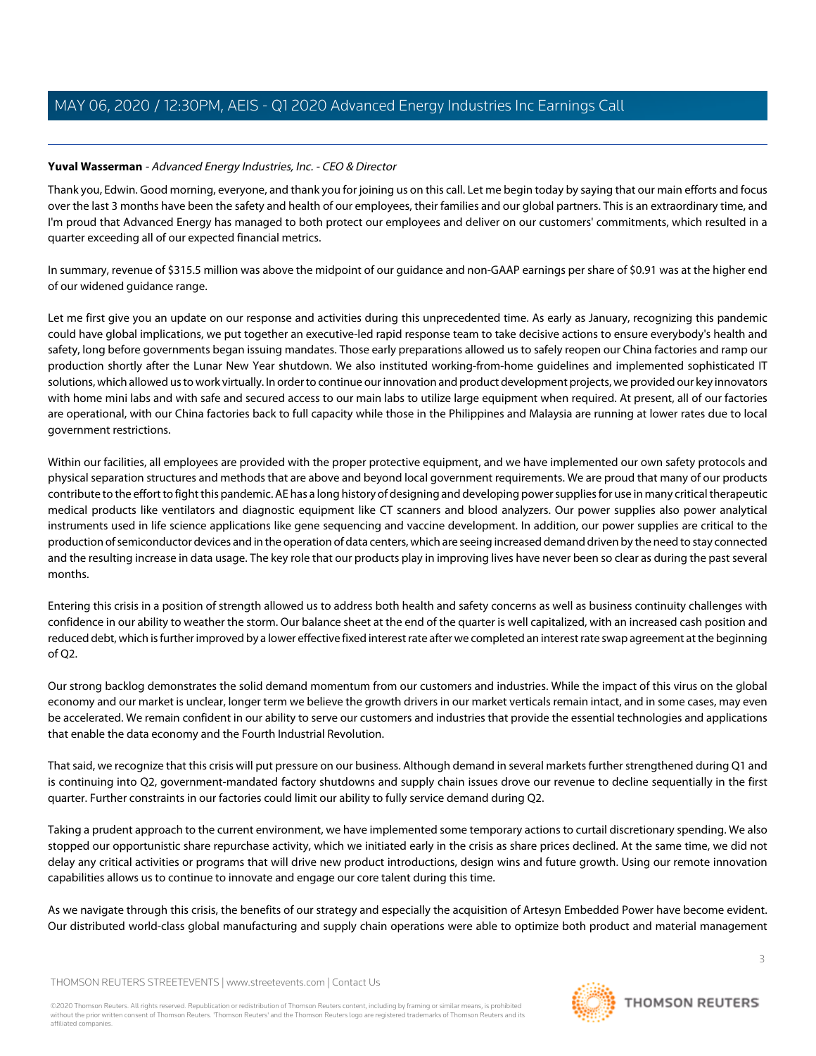**Yuval Wasserman** - *Advanced Energy Industries, Inc. - CEO & Director*

Thank you, Edwin. Good morning, everyone, and thank you for joining us on this call. Let me begin today by saying that our main efforts and focus over the last 3 months have been the safety and health of our employees, their families and our global partners. This is an extraordinary time, and I'm proud that Advanced Energy has managed to both protect our employees and deliver on our customers' commitments, which resulted in a quarter exceeding all of our expected financial metrics.

In summary, revenue of $315.5 million was above the midpoint of our guidance and non-GAAP earnings per share of $0.91 was at the higher end of our widened guidance range.

Let me first give you an update on our response and activities during this unprecedented time. As early as January, recognizing this pandemic could have global implications, we put together an executive-led rapid response team to take decisive actions to ensure everybody's health and safety, long before governments began issuing mandates. Those early preparations allowed us to safely reopen our China factories and ramp our production shortly after the Lunar New Year shutdown. We also instituted working-from-home guidelines and implemented sophisticated IT solutions, which allowed us to work virtually. In order to continue our innovation and product development projects, we provided our key innovators with home mini labs and with safe and secured access to our main labs to utilize large equipment when required. At present, all of our factories are operational, with our China factories back to full capacity while those in the Philippines and Malaysia are running at lower rates due to local government restrictions.

Within our facilities, all employees are provided with the proper protective equipment, and we have implemented our own safety protocols and physical separation structures and methods that are above and beyond local government requirements. We are proud that many of our products contribute to the effort to fight this pandemic. AE has a long history of designing and developing power supplies for use in many critical therapeutic medical products like ventilators and diagnostic equipment like CT scanners and blood analyzers. Our power supplies also power analytical instruments used in life science applications like gene sequencing and vaccine development. In addition, our power supplies are critical to the production of semiconductor devices and in the operation of data centers, which are seeing increased demand driven by the need to stay connected and the resulting increase in data usage. The key role that our products play in improving lives have never been so clear as during the past several months.

Entering this crisis in a position of strength allowed us to address both health and safety concerns as well as business continuity challenges with confidence in our ability to weather the storm. Our balance sheet at the end of the quarter is well capitalized, with an increased cash position and reduced debt, which is further improved by a lower effective fixed interest rate after we completed an interest rate swap agreement at the beginning of Q2.

Our strong backlog demonstrates the solid demand momentum from our customers and industries. While the impact of this virus on the global economy and our market is unclear, longer term we believe the growth drivers in our market verticals remain intact, and in some cases, may even be accelerated. We remain confident in our ability to serve our customers and industries that provide the essential technologies and applications that enable the data economy and the Fourth Industrial Revolution.

That said, we recognize that this crisis will put pressure on our business. Although demand in several markets further strengthened during Q1 and is continuing into Q2, government-mandated factory shutdowns and supply chain issues drove our revenue to decline sequentially in the first quarter. Further constraints in our factories could limit our ability to fully service demand during Q2.

Taking a prudent approach to the current environment, we have implemented some temporary actions to curtail discretionary spending. We also stopped our opportunistic share repurchase activity, which we initiated early in the crisis as share prices declined. At the same time, we did not delay any critical activities or programs that will drive new product introductions, design wins and future growth. Using our remote innovation capabilities allows us to continue to innovate and engage our core talent during this time.

As we navigate through this crisis, the benefits of our strategy and especially the acquisition of Artesyn Embedded Power have become evident. Our distributed world-class global manufacturing and supply chain operations were able to optimize both product and material management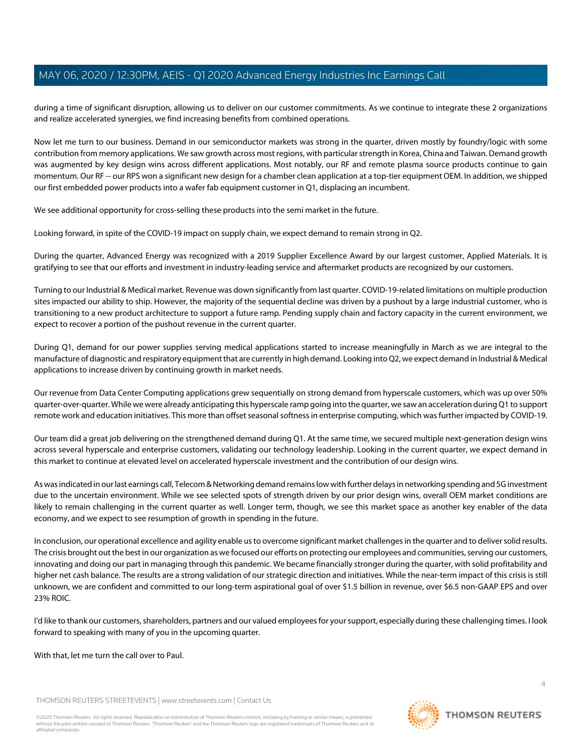during a time of significant disruption, allowing us to deliver on our customer commitments. As we continue to integrate these 2 organizations and realize accelerated synergies, we find increasing benefits from combined operations.

Now let me turn to our business. Demand in our semiconductor markets was strong in the quarter, driven mostly by foundry/logic with some contribution from memory applications. We saw growth across most regions, with particular strength in Korea, China and Taiwan. Demand growth was augmented by key design wins across different applications. Most notably, our RF and remote plasma source products continue to gain momentum. Our RF -- our RPS won a significant new design for a chamber clean application at a top-tier equipment OEM. In addition, we shipped our first embedded power products into a wafer fab equipment customer in Q1, displacing an incumbent.

We see additional opportunity for cross-selling these products into the semi market in the future.

Looking forward, in spite of the COVID-19 impact on supply chain, we expect demand to remain strong in Q2.

During the quarter, Advanced Energy was recognized with a 2019 Supplier Excellence Award by our largest customer, Applied Materials. It is gratifying to see that our efforts and investment in industry-leading service and aftermarket products are recognized by our customers.

Turning to our Industrial & Medical market. Revenue was down significantly from last quarter. COVID-19-related limitations on multiple production sites impacted our ability to ship. However, the majority of the sequential decline was driven by a pushout by a large industrial customer, who is transitioning to a new product architecture to support a future ramp. Pending supply chain and factory capacity in the current environment, we expect to recover a portion of the pushout revenue in the current quarter.

During Q1, demand for our power supplies serving medical applications started to increase meaningfully in March as we are integral to the manufacture of diagnostic and respiratory equipment that are currently in high demand. Looking into Q2, we expect demand in Industrial & Medical applications to increase driven by continuing growth in market needs.

Our revenue from Data Center Computing applications grew sequentially on strong demand from hyperscale customers, which was up over 50% quarter-over-quarter. While we were already anticipating this hyperscale ramp going into the quarter, we saw an acceleration during Q1 to support remote work and education initiatives. This more than offset seasonal softness in enterprise computing, which was further impacted by COVID-19.

Our team did a great job delivering on the strengthened demand during Q1. At the same time, we secured multiple next-generation design wins across several hyperscale and enterprise customers, validating our technology leadership. Looking in the current quarter, we expect demand in this market to continue at elevated level on accelerated hyperscale investment and the contribution of our design wins.

As was indicated in our last earnings call, Telecom & Networking demand remains low with further delays in networking spending and 5G investment due to the uncertain environment. While we see selected spots of strength driven by our prior design wins, overall OEM market conditions are likely to remain challenging in the current quarter as well. Longer term, though, we see this market space as another key enabler of the data economy, and we expect to see resumption of growth in spending in the future.

In conclusion, our operational excellence and agility enable us to overcome significant market challenges in the quarter and to deliver solid results. The crisis brought out the best in our organization as we focused our efforts on protecting our employees and communities, serving our customers, innovating and doing our part in managing through this pandemic. We became financially stronger during the quarter, with solid profitability and higher net cash balance. The results are a strong validation of our strategic direction and initiatives. While the near-term impact of this crisis is still unknown, we are confident and committed to our long-term aspirational goal of over $1.5 billion in revenue, over $6.5 non-GAAP EPS and over 23% ROIC.

I'd like to thank our customers, shareholders, partners and our valued employees for your support, especially during these challenging times. I look forward to speaking with many of you in the upcoming quarter.

With that, let me turn the call over to Paul.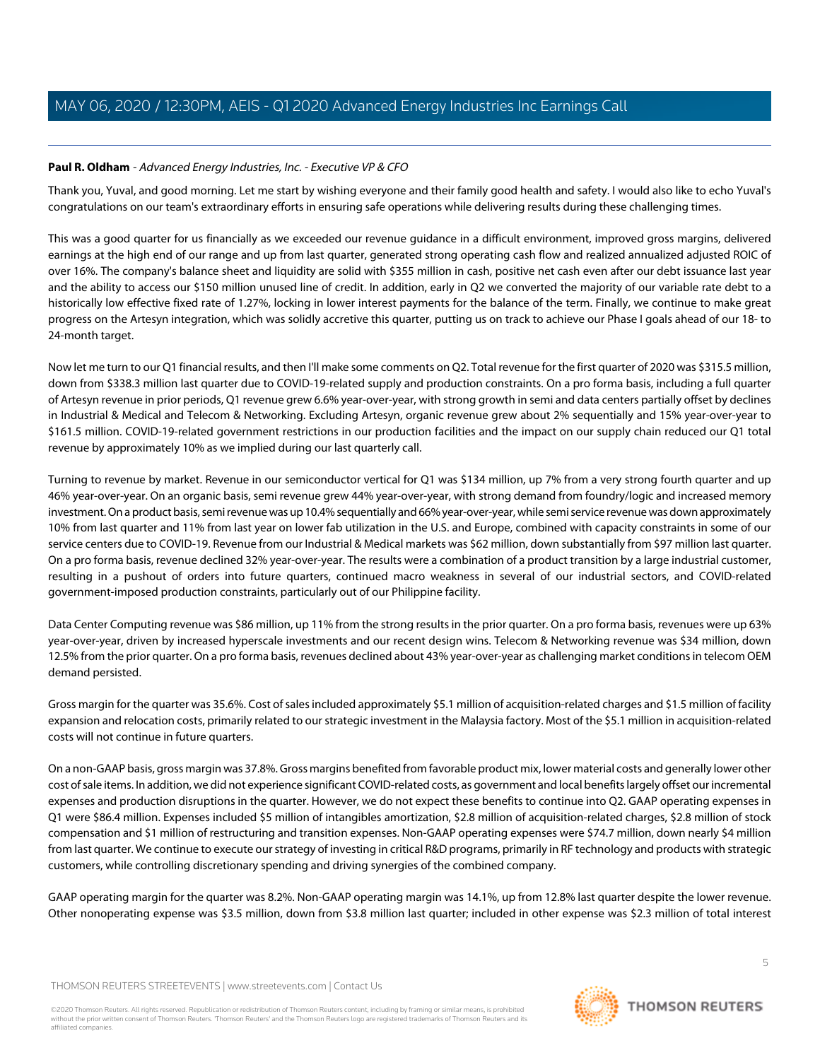**Paul R. Oldham** - *Advanced Energy Industries, Inc. - Executive VP & CFO*

Thank you, Yuval, and good morning. Let me start by wishing everyone and their family good health and safety. I would also like to echo Yuval's congratulations on our team's extraordinary efforts in ensuring safe operations while delivering results during these challenging times.

This was a good quarter for us financially as we exceeded our revenue guidance in a difficult environment, improved gross margins, delivered earnings at the high end of our range and up from last quarter, generated strong operating cash flow and realized annualized adjusted ROIC of over 16%. The company's balance sheet and liquidity are solid with $355 million in cash, positive net cash even after our debt issuance last year and the ability to access our $150 million unused line of credit. In addition, early in Q2 we converted the majority of our variable rate debt to a historically low effective fixed rate of 1.27%, locking in lower interest payments for the balance of the term. Finally, we continue to make great progress on the Artesyn integration, which was solidly accretive this quarter, putting us on track to achieve our Phase I goals ahead of our 18- to 24-month target.

Now let me turn to our Q1 financial results, and then I'll make some comments on Q2. Total revenue for the first quarter of 2020 was $315.5 million, down from $338.3 million last quarter due to COVID-19-related supply and production constraints. On a pro forma basis, including a full quarter of Artesyn revenue in prior periods, Q1 revenue grew 6.6% year-over-year, with strong growth in semi and data centers partially offset by declines in Industrial & Medical and Telecom & Networking. Excluding Artesyn, organic revenue grew about 2% sequentially and 15% year-over-year to $161.5 million. COVID-19-related government restrictions in our production facilities and the impact on our supply chain reduced our Q1 total revenue by approximately 10% as we implied during our last quarterly call.

Turning to revenue by market. Revenue in our semiconductor vertical for Q1 was $134 million, up 7% from a very strong fourth quarter and up 46% year-over-year. On an organic basis, semi revenue grew 44% year-over-year, with strong demand from foundry/logic and increased memory investment. On a product basis, semi revenue was up 10.4% sequentially and 66% year-over-year, while semi service revenue was down approximately 10% from last quarter and 11% from last year on lower fab utilization in the U.S. and Europe, combined with capacity constraints in some of our service centers due to COVID-19. Revenue from our Industrial & Medical markets was $62 million, down substantially from $97 million last quarter. On a pro forma basis, revenue declined 32% year-over-year. The results were a combination of a product transition by a large industrial customer, resulting in a pushout of orders into future quarters, continued macro weakness in several of our industrial sectors, and COVID-related government-imposed production constraints, particularly out of our Philippine facility.

Data Center Computing revenue was $86 million, up 11% from the strong results in the prior quarter. On a pro forma basis, revenues were up 63% year-over-year, driven by increased hyperscale investments and our recent design wins. Telecom & Networking revenue was $34 million, down 12.5% from the prior quarter. On a pro forma basis, revenues declined about 43% year-over-year as challenging market conditions in telecom OEM demand persisted.

Gross margin for the quarter was 35.6%. Cost of sales included approximately $5.1 million of acquisition-related charges and $1.5 million of facility expansion and relocation costs, primarily related to our strategic investment in the Malaysia factory. Most of the $5.1 million in acquisition-related costs will not continue in future quarters.

On a non-GAAP basis, gross margin was 37.8%. Gross margins benefited from favorable product mix, lower material costs and generally lower other cost of sale items. In addition, we did not experience significant COVID-related costs, as government and local benefits largely offset our incremental expenses and production disruptions in the quarter. However, we do not expect these benefits to continue into Q2. GAAP operating expenses in Q1 were $86.4 million. Expenses included $5 million of intangibles amortization, $2.8 million of acquisition-related charges, $2.8 million of stock compensation and $1 million of restructuring and transition expenses. Non-GAAP operating expenses were $74.7 million, down nearly $4 million from last quarter. We continue to execute our strategy of investing in critical R&D programs, primarily in RF technology and products with strategic customers, while controlling discretionary spending and driving synergies of the combined company.

GAAP operating margin for the quarter was 8.2%. Non-GAAP operating margin was 14.1%, up from 12.8% last quarter despite the lower revenue. Other nonoperating expense was $3.5 million, down from $3.8 million last quarter; included in other expense was $2.3 million of total interest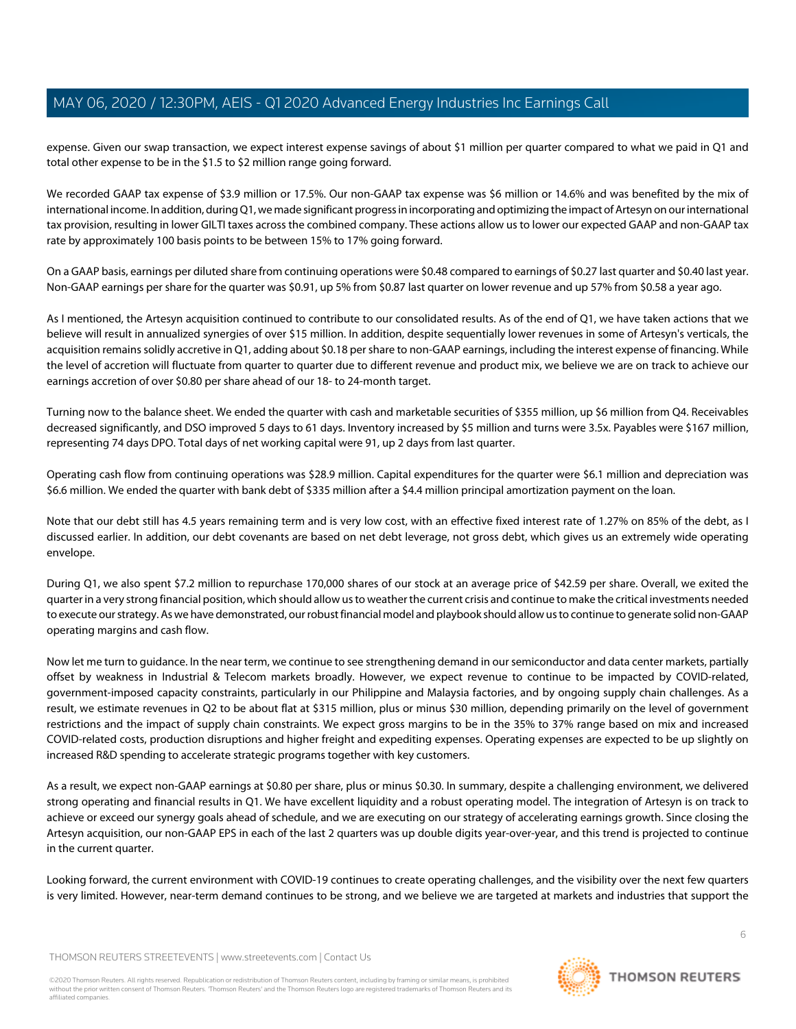expense. Given our swap transaction, we expect interest expense savings of about $1 million per quarter compared to what we paid in Q1 and total other expense to be in the $1.5 to $2 million range going forward.

We recorded GAAP tax expense of $3.9 million or 17.5%. Our non-GAAP tax expense was $6 million or 14.6% and was benefited by the mix of international income. In addition, during Q1, we made significant progress in incorporating and optimizing the impact of Artesyn on our international tax provision, resulting in lower GILTI taxes across the combined company. These actions allow us to lower our expected GAAP and non-GAAP tax rate by approximately 100 basis points to be between 15% to 17% going forward.

On a GAAP basis, earnings per diluted share from continuing operations were $0.48 compared to earnings of $0.27 last quarter and $0.40 last year. Non-GAAP earnings per share for the quarter was $0.91, up 5% from $0.87 last quarter on lower revenue and up 57% from $0.58 a year ago.

As I mentioned, the Artesyn acquisition continued to contribute to our consolidated results. As of the end of Q1, we have taken actions that we believe will result in annualized synergies of over $15 million. In addition, despite sequentially lower revenues in some of Artesyn's verticals, the acquisition remains solidly accretive in Q1, adding about $0.18 per share to non-GAAP earnings, including the interest expense of financing. While the level of accretion will fluctuate from quarter to quarter due to different revenue and product mix, we believe we are on track to achieve our earnings accretion of over $0.80 per share ahead of our 18- to 24-month target.

Turning now to the balance sheet. We ended the quarter with cash and marketable securities of $355 million, up $6 million from Q4. Receivables decreased significantly, and DSO improved 5 days to 61 days. Inventory increased by $5 million and turns were 3.5x. Payables were $167 million, representing 74 days DPO. Total days of net working capital were 91, up 2 days from last quarter.

Operating cash flow from continuing operations was $28.9 million. Capital expenditures for the quarter were $6.1 million and depreciation was $6.6 million. We ended the quarter with bank debt of $335 million after a $4.4 million principal amortization payment on the loan.

Note that our debt still has 4.5 years remaining term and is very low cost, with an effective fixed interest rate of 1.27% on 85% of the debt, as I discussed earlier. In addition, our debt covenants are based on net debt leverage, not gross debt, which gives us an extremely wide operating envelope.

During Q1, we also spent $7.2 million to repurchase 170,000 shares of our stock at an average price of $42.59 per share. Overall, we exited the quarter in a very strong financial position, which should allow us to weather the current crisis and continue to make the critical investments needed to execute our strategy. As we have demonstrated, our robust financial model and playbook should allow us to continue to generate solid non-GAAP operating margins and cash flow.

Now let me turn to guidance. In the near term, we continue to see strengthening demand in our semiconductor and data center markets, partially offset by weakness in Industrial & Telecom markets broadly. However, we expect revenue to continue to be impacted by COVID-related, government-imposed capacity constraints, particularly in our Philippine and Malaysia factories, and by ongoing supply chain challenges. As a result, we estimate revenues in Q2 to be about flat at $315 million, plus or minus $30 million, depending primarily on the level of government restrictions and the impact of supply chain constraints. We expect gross margins to be in the 35% to 37% range based on mix and increased COVID-related costs, production disruptions and higher freight and expediting expenses. Operating expenses are expected to be up slightly on increased R&D spending to accelerate strategic programs together with key customers.

As a result, we expect non-GAAP earnings at $0.80 per share, plus or minus $0.30. In summary, despite a challenging environment, we delivered strong operating and financial results in Q1. We have excellent liquidity and a robust operating model. The integration of Artesyn is on track to achieve or exceed our synergy goals ahead of schedule, and we are executing on our strategy of accelerating earnings growth. Since closing the Artesyn acquisition, our non-GAAP EPS in each of the last 2 quarters was up double digits year-over-year, and this trend is projected to continue in the current quarter.

Looking forward, the current environment with COVID-19 continues to create operating challenges, and the visibility over the next few quarters is very limited. However, near-term demand continues to be strong, and we believe we are targeted at markets and industries that support the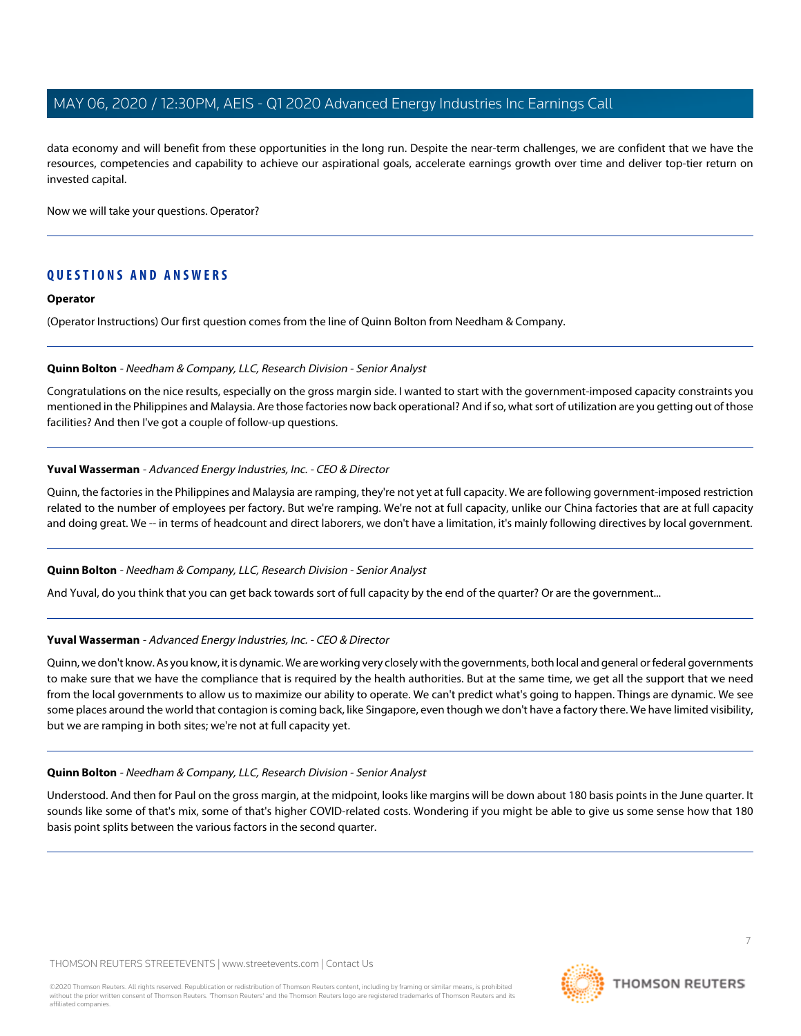data economy and will benefit from these opportunities in the long run. Despite the near-term challenges, we are confident that we have the resources, competencies and capability to achieve our aspirational goals, accelerate earnings growth over time and deliver top-tier return on invested capital.

Now we will take your questions. Operator?

---

## QUESTIONS AND ANSWERS

**Operator**

(Operator Instructions) Our first question comes from the line of Quinn Bolton from Needham & Company.

---

**Quinn Bolton** - *Needham & Company, LLC, Research Division - Senior Analyst*

Congratulations on the nice results, especially on the gross margin side. I wanted to start with the government-imposed capacity constraints you mentioned in the Philippines and Malaysia. Are those factories now back operational? And if so, what sort of utilization are you getting out of those facilities? And then I've got a couple of follow-up questions.

---

**Yuval Wasserman** - *Advanced Energy Industries, Inc. - CEO & Director*

Quinn, the factories in the Philippines and Malaysia are ramping, they're not yet at full capacity. We are following government-imposed restriction related to the number of employees per factory. But we're ramping. We're not at full capacity, unlike our China factories that are at full capacity and doing great. We -- in terms of headcount and direct laborers, we don't have a limitation, it's mainly following directives by local government.

---

**Quinn Bolton** - *Needham & Company, LLC, Research Division - Senior Analyst*

And Yuval, do you think that you can get back towards sort of full capacity by the end of the quarter? Or are the government...

---

**Yuval Wasserman** - *Advanced Energy Industries, Inc. - CEO & Director*

Quinn, we don't know. As you know, it is dynamic. We are working very closely with the governments, both local and general or federal governments to make sure that we have the compliance that is required by the health authorities. But at the same time, we get all the support that we need from the local governments to allow us to maximize our ability to operate. We can't predict what's going to happen. Things are dynamic. We see some places around the world that contagion is coming back, like Singapore, even though we don't have a factory there. We have limited visibility, but we are ramping in both sites; we're not at full capacity yet.

---

**Quinn Bolton** - *Needham & Company, LLC, Research Division - Senior Analyst*

Understood. And then for Paul on the gross margin, at the midpoint, looks like margins will be down about 180 basis points in the June quarter. It sounds like some of that's mix, some of that's higher COVID-related costs. Wondering if you might be able to give us some sense how that 180 basis point splits between the various factors in the second quarter.

---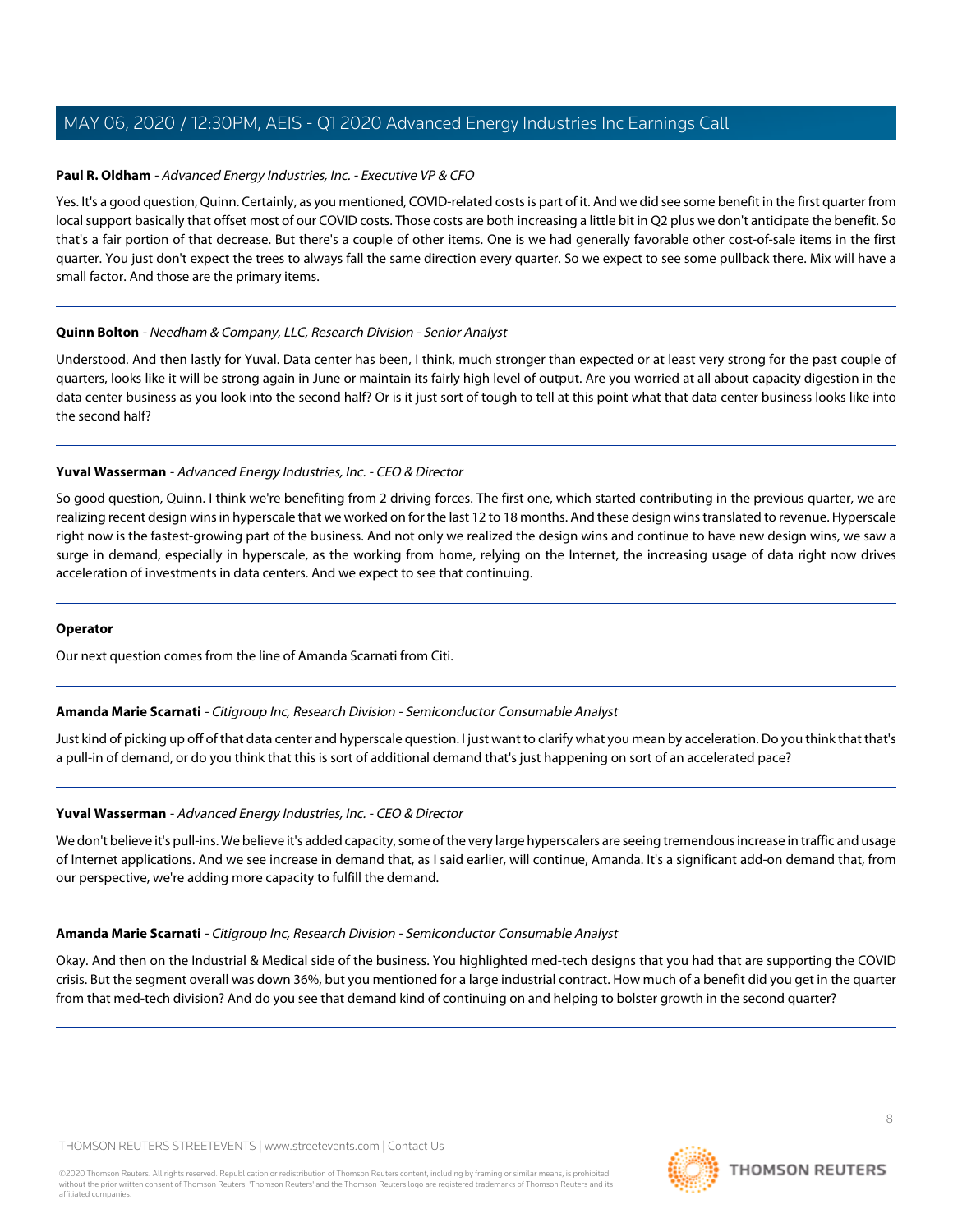**Paul R. Oldham** - *Advanced Energy Industries, Inc. - Executive VP & CFO*

Yes. It's a good question, Quinn. Certainly, as you mentioned, COVID-related costs is part of it. And we did see some benefit in the first quarter from local support basically that offset most of our COVID costs. Those costs are both increasing a little bit in Q2 plus we don't anticipate the benefit. So that's a fair portion of that decrease. But there's a couple of other items. One is we had generally favorable other cost-of-sale items in the first quarter. You just don't expect the trees to always fall the same direction every quarter. So we expect to see some pullback there. Mix will have a small factor. And those are the primary items.

---

**Quinn Bolton** - *Needham & Company, LLC, Research Division - Senior Analyst*

Understood. And then lastly for Yuval. Data center has been, I think, much stronger than expected or at least very strong for the past couple of quarters, looks like it will be strong again in June or maintain its fairly high level of output. Are you worried at all about capacity digestion in the data center business as you look into the second half? Or is it just sort of tough to tell at this point what that data center business looks like into the second half?

---

**Yuval Wasserman** - *Advanced Energy Industries, Inc. - CEO & Director*

So good question, Quinn. I think we're benefiting from 2 driving forces. The first one, which started contributing in the previous quarter, we are realizing recent design wins in hyperscale that we worked on for the last 12 to 18 months. And these design wins translated to revenue. Hyperscale right now is the fastest-growing part of the business. And not only we realized the design wins and continue to have new design wins, we saw a surge in demand, especially in hyperscale, as the working from home, relying on the Internet, the increasing usage of data right now drives acceleration of investments in data centers. And we expect to see that continuing.

---

**Operator**

Our next question comes from the line of Amanda Scarnati from Citi.

---

**Amanda Marie Scarnati** - *Citigroup Inc, Research Division - Semiconductor Consumable Analyst*

Just kind of picking up off of that data center and hyperscale question. I just want to clarify what you mean by acceleration. Do you think that that's a pull-in of demand, or do you think that this is sort of additional demand that's just happening on sort of an accelerated pace?

---

**Yuval Wasserman** - *Advanced Energy Industries, Inc. - CEO & Director*

We don't believe it's pull-ins. We believe it's added capacity, some of the very large hyperscalers are seeing tremendous increase in traffic and usage of Internet applications. And we see increase in demand that, as I said earlier, will continue, Amanda. It's a significant add-on demand that, from our perspective, we're adding more capacity to fulfill the demand.

---

**Amanda Marie Scarnati** - *Citigroup Inc, Research Division - Semiconductor Consumable Analyst*

Okay. And then on the Industrial & Medical side of the business. You highlighted med-tech designs that you had that are supporting the COVID crisis. But the segment overall was down 36%, but you mentioned for a large industrial contract. How much of a benefit did you get in the quarter from that med-tech division? And do you see that demand kind of continuing on and helping to bolster growth in the second quarter?

---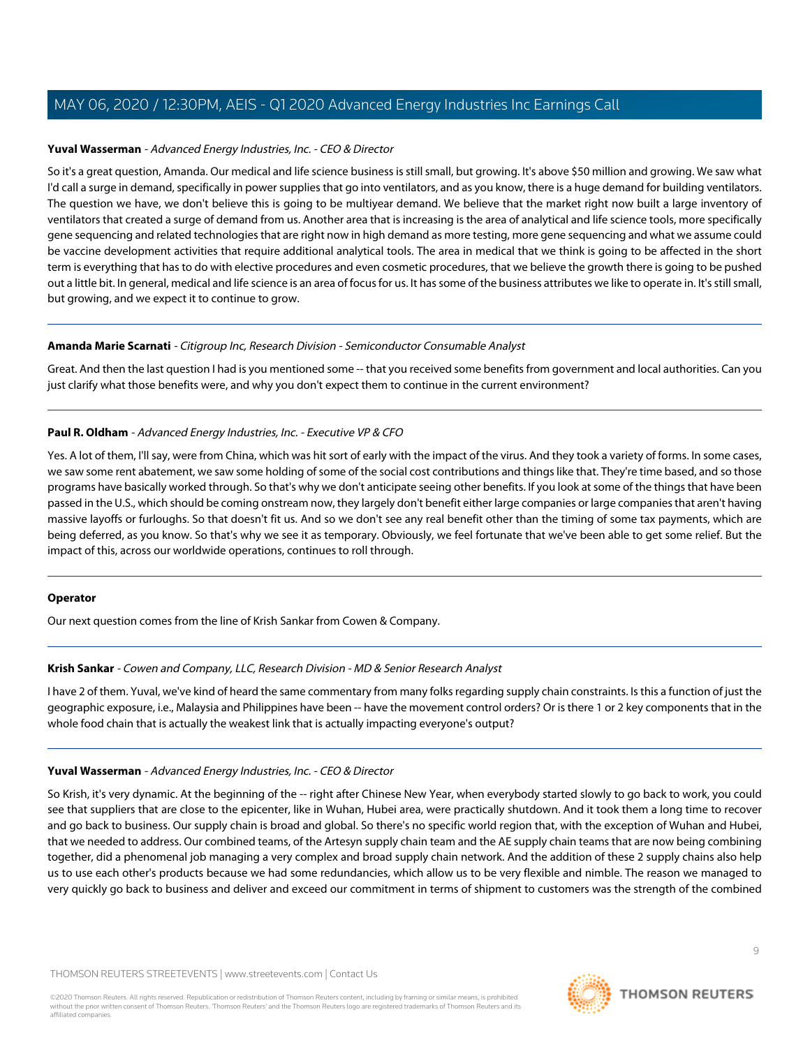**Yuval Wasserman** - *Advanced Energy Industries, Inc. - CEO & Director*

So it's a great question, Amanda. Our medical and life science business is still small, but growing. It's above $50 million and growing. We saw what I'd call a surge in demand, specifically in power supplies that go into ventilators, and as you know, there is a huge demand for building ventilators. The question we have, we don't believe this is going to be multiyear demand. We believe that the market right now built a large inventory of ventilators that created a surge of demand from us. Another area that is increasing is the area of analytical and life science tools, more specifically gene sequencing and related technologies that are right now in high demand as more testing, more gene sequencing and what we assume could be vaccine development activities that require additional analytical tools. The area in medical that we think is going to be affected in the short term is everything that has to do with elective procedures and even cosmetic procedures, that we believe the growth there is going to be pushed out a little bit. In general, medical and life science is an area of focus for us. It has some of the business attributes we like to operate in. It's still small, but growing, and we expect it to continue to grow.

---

**Amanda Marie Scarnati** - *Citigroup Inc, Research Division - Semiconductor Consumable Analyst*

Great. And then the last question I had is you mentioned some -- that you received some benefits from government and local authorities. Can you just clarify what those benefits were, and why you don't expect them to continue in the current environment?

---

**Paul R. Oldham** - *Advanced Energy Industries, Inc. - Executive VP & CFO*

Yes. A lot of them, I'll say, were from China, which was hit sort of early with the impact of the virus. And they took a variety of forms. In some cases, we saw some rent abatement, we saw some holding of some of the social cost contributions and things like that. They're time based, and so those programs have basically worked through. So that's why we don't anticipate seeing other benefits. If you look at some of the things that have been passed in the U.S., which should be coming onstream now, they largely don't benefit either large companies or large companies that aren't having massive layoffs or furloughs. So that doesn't fit us. And so we don't see any real benefit other than the timing of some tax payments, which are being deferred, as you know. So that's why we see it as temporary. Obviously, we feel fortunate that we've been able to get some relief. But the impact of this, across our worldwide operations, continues to roll through.

---

**Operator**

Our next question comes from the line of Krish Sankar from Cowen & Company.

---

**Krish Sankar** - *Cowen and Company, LLC, Research Division - MD & Senior Research Analyst*

I have 2 of them. Yuval, we've kind of heard the same commentary from many folks regarding supply chain constraints. Is this a function of just the geographic exposure, i.e., Malaysia and Philippines have been -- have the movement control orders? Or is there 1 or 2 key components that in the whole food chain that is actually the weakest link that is actually impacting everyone's output?

---

**Yuval Wasserman** - *Advanced Energy Industries, Inc. - CEO & Director*

So Krish, it's very dynamic. At the beginning of the -- right after Chinese New Year, when everybody started slowly to go back to work, you could see that suppliers that are close to the epicenter, like in Wuhan, Hubei area, were practically shutdown. And it took them a long time to recover and go back to business. Our supply chain is broad and global. So there's no specific world region that, with the exception of Wuhan and Hubei, that we needed to address. Our combined teams, of the Artesyn supply chain team and the AE supply chain teams that are now being combining together, did a phenomenal job managing a very complex and broad supply chain network. And the addition of these 2 supply chains also help us to use each other's products because we had some redundancies, which allow us to be very flexible and nimble. The reason we managed to very quickly go back to business and deliver and exceed our commitment in terms of shipment to customers was the strength of the combined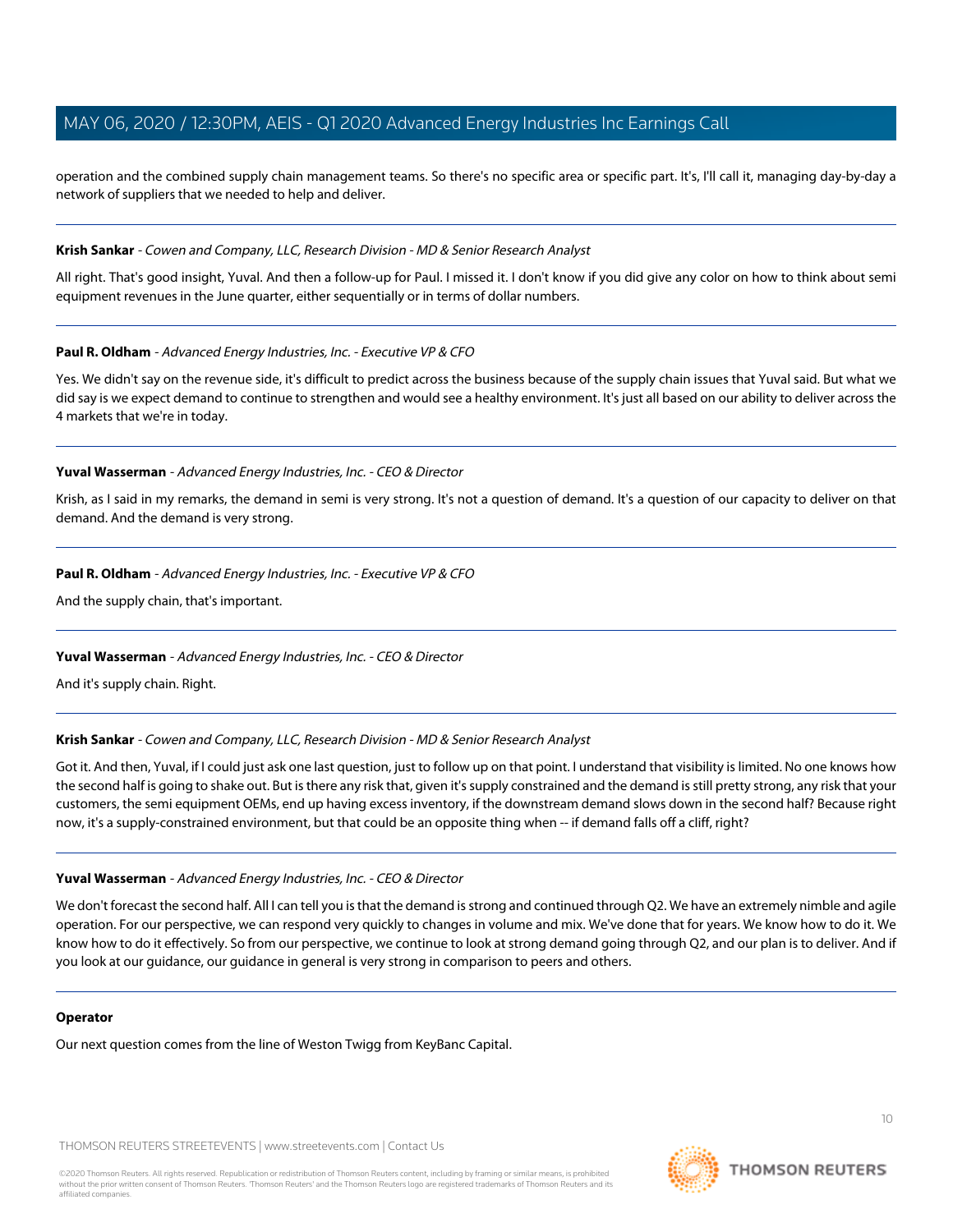operation and the combined supply chain management teams. So there's no specific area or specific part. It's, I'll call it, managing day-by-day a network of suppliers that we needed to help and deliver.

---

**Krish Sankar** - *Cowen and Company, LLC, Research Division - MD & Senior Research Analyst*

All right. That's good insight, Yuval. And then a follow-up for Paul. I missed it. I don't know if you did give any color on how to think about semi equipment revenues in the June quarter, either sequentially or in terms of dollar numbers.

---

**Paul R. Oldham** - *Advanced Energy Industries, Inc. - Executive VP & CFO*

Yes. We didn't say on the revenue side, it's difficult to predict across the business because of the supply chain issues that Yuval said. But what we did say is we expect demand to continue to strengthen and would see a healthy environment. It's just all based on our ability to deliver across the 4 markets that we're in today.

---

**Yuval Wasserman** - *Advanced Energy Industries, Inc. - CEO & Director*

Krish, as I said in my remarks, the demand in semi is very strong. It's not a question of demand. It's a question of our capacity to deliver on that demand. And the demand is very strong.

---

**Paul R. Oldham** - *Advanced Energy Industries, Inc. - Executive VP & CFO*

And the supply chain, that's important.

---

**Yuval Wasserman** - *Advanced Energy Industries, Inc. - CEO & Director*

And it's supply chain. Right.

---

**Krish Sankar** - *Cowen and Company, LLC, Research Division - MD & Senior Research Analyst*

Got it. And then, Yuval, if I could just ask one last question, just to follow up on that point. I understand that visibility is limited. No one knows how the second half is going to shake out. But is there any risk that, given it's supply constrained and the demand is still pretty strong, any risk that your customers, the semi equipment OEMs, end up having excess inventory, if the downstream demand slows down in the second half? Because right now, it's a supply-constrained environment, but that could be an opposite thing when -- if demand falls off a cliff, right?

---

**Yuval Wasserman** - *Advanced Energy Industries, Inc. - CEO & Director*

We don't forecast the second half. All I can tell you is that the demand is strong and continued through Q2. We have an extremely nimble and agile operation. For our perspective, we can respond very quickly to changes in volume and mix. We've done that for years. We know how to do it. We know how to do it effectively. So from our perspective, we continue to look at strong demand going through Q2, and our plan is to deliver. And if you look at our guidance, our guidance in general is very strong in comparison to peers and others.

---

**Operator**

Our next question comes from the line of Weston Twigg from KeyBanc Capital.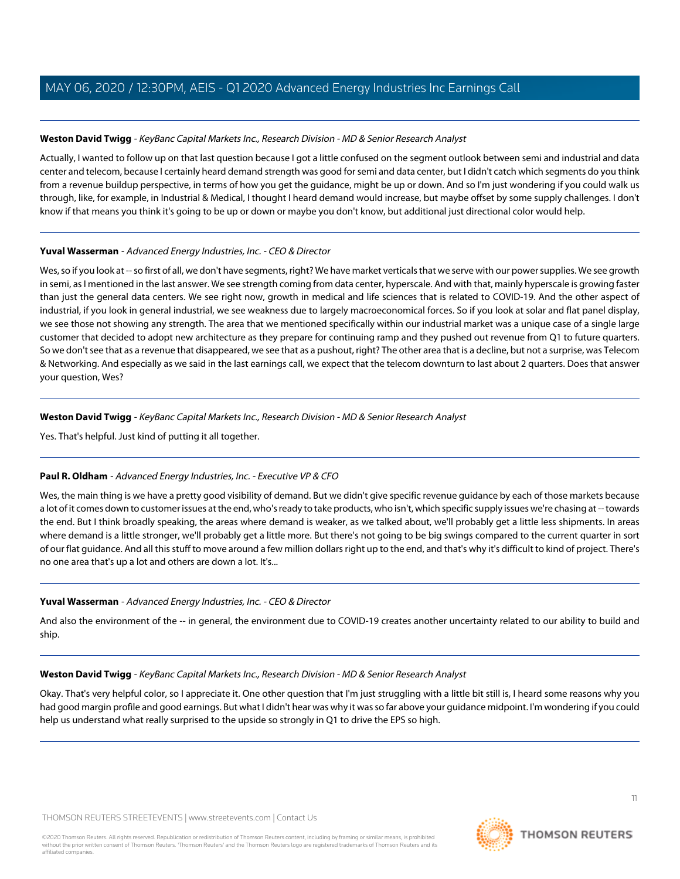**Weston David Twigg** - *KeyBanc Capital Markets Inc., Research Division - MD & Senior Research Analyst*

Actually, I wanted to follow up on that last question because I got a little confused on the segment outlook between semi and industrial and data center and telecom, because I certainly heard demand strength was good for semi and data center, but I didn't catch which segments do you think from a revenue buildup perspective, in terms of how you get the guidance, might be up or down. And so I'm just wondering if you could walk us through, like, for example, in Industrial & Medical, I thought I heard demand would increase, but maybe offset by some supply challenges. I don't know if that means you think it's going to be up or down or maybe you don't know, but additional just directional color would help.

---

**Yuval Wasserman** - *Advanced Energy Industries, Inc. - CEO & Director*

Wes, so if you look at -- so first of all, we don't have segments, right? We have market verticals that we serve with our power supplies. We see growth in semi, as I mentioned in the last answer. We see strength coming from data center, hyperscale. And with that, mainly hyperscale is growing faster than just the general data centers. We see right now, growth in medical and life sciences that is related to COVID-19. And the other aspect of industrial, if you look in general industrial, we see weakness due to largely macroeconomical forces. So if you look at solar and flat panel display, we see those not showing any strength. The area that we mentioned specifically within our industrial market was a unique case of a single large customer that decided to adopt new architecture as they prepare for continuing ramp and they pushed out revenue from Q1 to future quarters. So we don't see that as a revenue that disappeared, we see that as a pushout, right? The other area that is a decline, but not a surprise, was Telecom & Networking. And especially as we said in the last earnings call, we expect that the telecom downturn to last about 2 quarters. Does that answer your question, Wes?

---

**Weston David Twigg** - *KeyBanc Capital Markets Inc., Research Division - MD & Senior Research Analyst*

Yes. That's helpful. Just kind of putting it all together.

---

**Paul R. Oldham** - *Advanced Energy Industries, Inc. - Executive VP & CFO*

Wes, the main thing is we have a pretty good visibility of demand. But we didn't give specific revenue guidance by each of those markets because a lot of it comes down to customer issues at the end, who's ready to take products, who isn't, which specific supply issues we're chasing at -- towards the end. But I think broadly speaking, the areas where demand is weaker, as we talked about, we'll probably get a little less shipments. In areas where demand is a little stronger, we'll probably get a little more. But there's not going to be big swings compared to the current quarter in sort of our flat guidance. And all this stuff to move around a few million dollars right up to the end, and that's why it's difficult to kind of project. There's no one area that's up a lot and others are down a lot. It's...

---

**Yuval Wasserman** - *Advanced Energy Industries, Inc. - CEO & Director*

And also the environment of the -- in general, the environment due to COVID-19 creates another uncertainty related to our ability to build and ship.

---

**Weston David Twigg** - *KeyBanc Capital Markets Inc., Research Division - MD & Senior Research Analyst*

Okay. That's very helpful color, so I appreciate it. One other question that I'm just struggling with a little bit still is, I heard some reasons why you had good margin profile and good earnings. But what I didn't hear was why it was so far above your guidance midpoint. I'm wondering if you could help us understand what really surprised to the upside so strongly in Q1 to drive the EPS so high.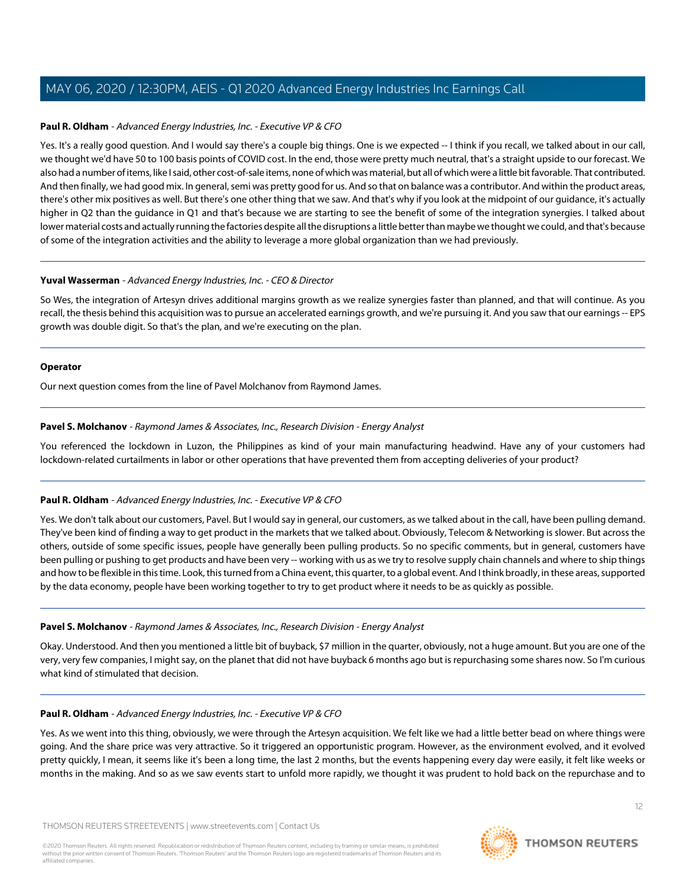**Paul R. Oldham** - *Advanced Energy Industries, Inc. - Executive VP & CFO*

Yes. It's a really good question. And I would say there's a couple big things. One is we expected -- I think if you recall, we talked about in our call, we thought we'd have 50 to 100 basis points of COVID cost. In the end, those were pretty much neutral, that's a straight upside to our forecast. We also had a number of items, like I said, other cost-of-sale items, none of which was material, but all of which were a little bit favorable. That contributed. And then finally, we had good mix. In general, semi was pretty good for us. And so that on balance was a contributor. And within the product areas, there's other mix positives as well. But there's one other thing that we saw. And that's why if you look at the midpoint of our guidance, it's actually higher in Q2 than the guidance in Q1 and that's because we are starting to see the benefit of some of the integration synergies. I talked about lower material costs and actually running the factories despite all the disruptions a little better than maybe we thought we could, and that's because of some of the integration activities and the ability to leverage a more global organization than we had previously.

---

**Yuval Wasserman** - *Advanced Energy Industries, Inc. - CEO & Director*

So Wes, the integration of Artesyn drives additional margins growth as we realize synergies faster than planned, and that will continue. As you recall, the thesis behind this acquisition was to pursue an accelerated earnings growth, and we're pursuing it. And you saw that our earnings -- EPS growth was double digit. So that's the plan, and we're executing on the plan.

---

**Operator**

Our next question comes from the line of Pavel Molchanov from Raymond James.

---

**Pavel S. Molchanov** - *Raymond James & Associates, Inc., Research Division - Energy Analyst*

You referenced the lockdown in Luzon, the Philippines as kind of your main manufacturing headwind. Have any of your customers had lockdown-related curtailments in labor or other operations that have prevented them from accepting deliveries of your product?

---

**Paul R. Oldham** - *Advanced Energy Industries, Inc. - Executive VP & CFO*

Yes. We don't talk about our customers, Pavel. But I would say in general, our customers, as we talked about in the call, have been pulling demand. They've been kind of finding a way to get product in the markets that we talked about. Obviously, Telecom & Networking is slower. But across the others, outside of some specific issues, people have generally been pulling products. So no specific comments, but in general, customers have been pulling or pushing to get products and have been very -- working with us as we try to resolve supply chain channels and where to ship things and how to be flexible in this time. Look, this turned from a China event, this quarter, to a global event. And I think broadly, in these areas, supported by the data economy, people have been working together to try to get product where it needs to be as quickly as possible.

---

**Pavel S. Molchanov** - *Raymond James & Associates, Inc., Research Division - Energy Analyst*

Okay. Understood. And then you mentioned a little bit of buyback, $7 million in the quarter, obviously, not a huge amount. But you are one of the very, very few companies, I might say, on the planet that did not have buyback 6 months ago but is repurchasing some shares now. So I'm curious what kind of stimulated that decision.

---

**Paul R. Oldham** - *Advanced Energy Industries, Inc. - Executive VP & CFO*

Yes. As we went into this thing, obviously, we were through the Artesyn acquisition. We felt like we had a little better bead on where things were going. And the share price was very attractive. So it triggered an opportunistic program. However, as the environment evolved, and it evolved pretty quickly, I mean, it seems like it's been a long time, the last 2 months, but the events happening every day were easily, it felt like weeks or months in the making. And so as we saw events start to unfold more rapidly, we thought it was prudent to hold back on the repurchase and to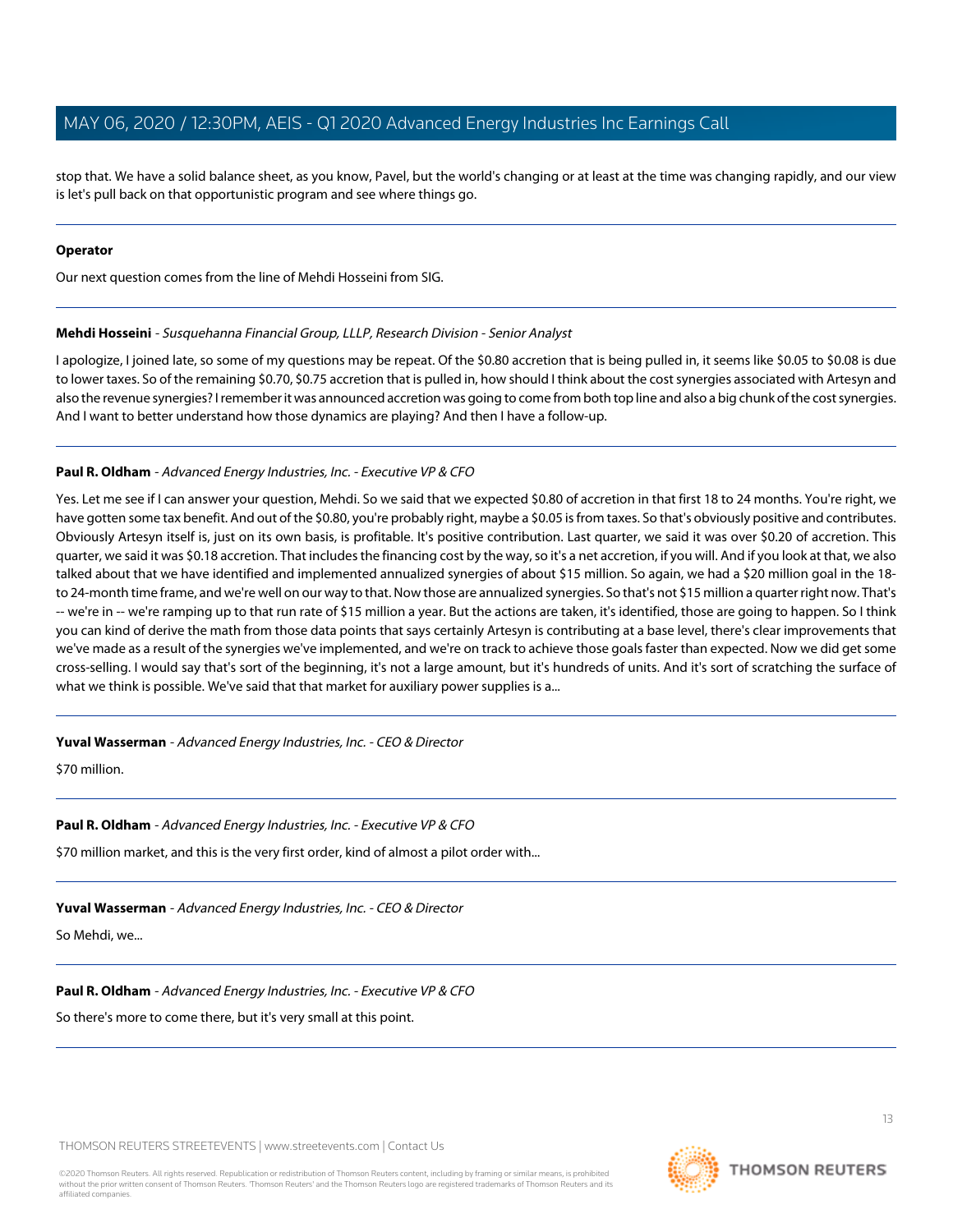stop that. We have a solid balance sheet, as you know, Pavel, but the world's changing or at least at the time was changing rapidly, and our view is let's pull back on that opportunistic program and see where things go.

---

**Operator**

Our next question comes from the line of Mehdi Hosseini from SIG.

---

**Mehdi Hosseini** - *Susquehanna Financial Group, LLLP, Research Division - Senior Analyst*

I apologize, I joined late, so some of my questions may be repeat. Of the $0.80 accretion that is being pulled in, it seems like $0.05 to $0.08 is due to lower taxes. So of the remaining $0.70, $0.75 accretion that is pulled in, how should I think about the cost synergies associated with Artesyn and also the revenue synergies? I remember it was announced accretion was going to come from both top line and also a big chunk of the cost synergies. And I want to better understand how those dynamics are playing? And then I have a follow-up.

---

**Paul R. Oldham** - *Advanced Energy Industries, Inc. - Executive VP & CFO*

Yes. Let me see if I can answer your question, Mehdi. So we said that we expected $0.80 of accretion in that first 18 to 24 months. You're right, we have gotten some tax benefit. And out of the $0.80, you're probably right, maybe a $0.05 is from taxes. So that's obviously positive and contributes. Obviously Artesyn itself is, just on its own basis, is profitable. It's positive contribution. Last quarter, we said it was over $0.20 of accretion. This quarter, we said it was $0.18 accretion. That includes the financing cost by the way, so it's a net accretion, if you will. And if you look at that, we also talked about that we have identified and implemented annualized synergies of about $15 million. So again, we had a $20 million goal in the 18- to 24-month time frame, and we're well on our way to that. Now those are annualized synergies. So that's not $15 million a quarter right now. That's -- we're in -- we're ramping up to that run rate of $15 million a year. But the actions are taken, it's identified, those are going to happen. So I think you can kind of derive the math from those data points that says certainly Artesyn is contributing at a base level, there's clear improvements that we've made as a result of the synergies we've implemented, and we're on track to achieve those goals faster than expected. Now we did get some cross-selling. I would say that's sort of the beginning, it's not a large amount, but it's hundreds of units. And it's sort of scratching the surface of what we think is possible. We've said that that market for auxiliary power supplies is a...

---

**Yuval Wasserman** - *Advanced Energy Industries, Inc. - CEO & Director*

$70 million.

---

**Paul R. Oldham** - *Advanced Energy Industries, Inc. - Executive VP & CFO*

$70 million market, and this is the very first order, kind of almost a pilot order with...

---

**Yuval Wasserman** - *Advanced Energy Industries, Inc. - CEO & Director*

So Mehdi, we...

---

**Paul R. Oldham** - *Advanced Energy Industries, Inc. - Executive VP & CFO*

So there's more to come there, but it's very small at this point.

---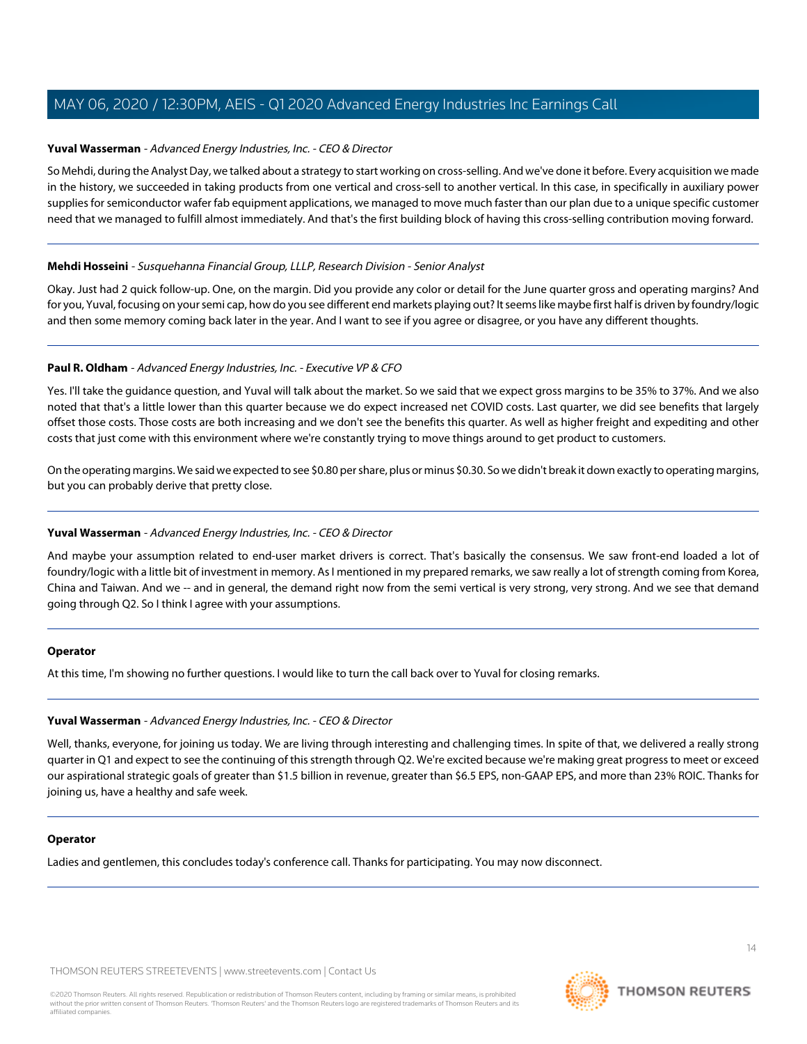**Yuval Wasserman** - *Advanced Energy Industries, Inc. - CEO & Director*

So Mehdi, during the Analyst Day, we talked about a strategy to start working on cross-selling. And we've done it before. Every acquisition we made in the history, we succeeded in taking products from one vertical and cross-sell to another vertical. In this case, in specifically in auxiliary power supplies for semiconductor wafer fab equipment applications, we managed to move much faster than our plan due to a unique specific customer need that we managed to fulfill almost immediately. And that's the first building block of having this cross-selling contribution moving forward.

---

**Mehdi Hosseini** - *Susquehanna Financial Group, LLLP, Research Division - Senior Analyst*

Okay. Just had 2 quick follow-up. One, on the margin. Did you provide any color or detail for the June quarter gross and operating margins? And for you, Yuval, focusing on your semi cap, how do you see different end markets playing out? It seems like maybe first half is driven by foundry/logic and then some memory coming back later in the year. And I want to see if you agree or disagree, or you have any different thoughts.

---

**Paul R. Oldham** - *Advanced Energy Industries, Inc. - Executive VP & CFO*

Yes. I'll take the guidance question, and Yuval will talk about the market. So we said that we expect gross margins to be 35% to 37%. And we also noted that that's a little lower than this quarter because we do expect increased net COVID costs. Last quarter, we did see benefits that largely offset those costs. Those costs are both increasing and we don't see the benefits this quarter. As well as higher freight and expediting and other costs that just come with this environment where we're constantly trying to move things around to get product to customers.

On the operating margins. We said we expected to see $0.80 per share, plus or minus $0.30. So we didn't break it down exactly to operating margins, but you can probably derive that pretty close.

---

**Yuval Wasserman** - *Advanced Energy Industries, Inc. - CEO & Director*

And maybe your assumption related to end-user market drivers is correct. That's basically the consensus. We saw front-end loaded a lot of foundry/logic with a little bit of investment in memory. As I mentioned in my prepared remarks, we saw really a lot of strength coming from Korea, China and Taiwan. And we -- and in general, the demand right now from the semi vertical is very strong, very strong. And we see that demand going through Q2. So I think I agree with your assumptions.

---

**Operator**

At this time, I'm showing no further questions. I would like to turn the call back over to Yuval for closing remarks.

---

**Yuval Wasserman** - *Advanced Energy Industries, Inc. - CEO & Director*

Well, thanks, everyone, for joining us today. We are living through interesting and challenging times. In spite of that, we delivered a really strong quarter in Q1 and expect to see the continuing of this strength through Q2. We're excited because we're making great progress to meet or exceed our aspirational strategic goals of greater than $1.5 billion in revenue, greater than $6.5 EPS, non-GAAP EPS, and more than 23% ROIC. Thanks for joining us, have a healthy and safe week.

---

**Operator**

Ladies and gentlemen, this concludes today's conference call. Thanks for participating. You may now disconnect.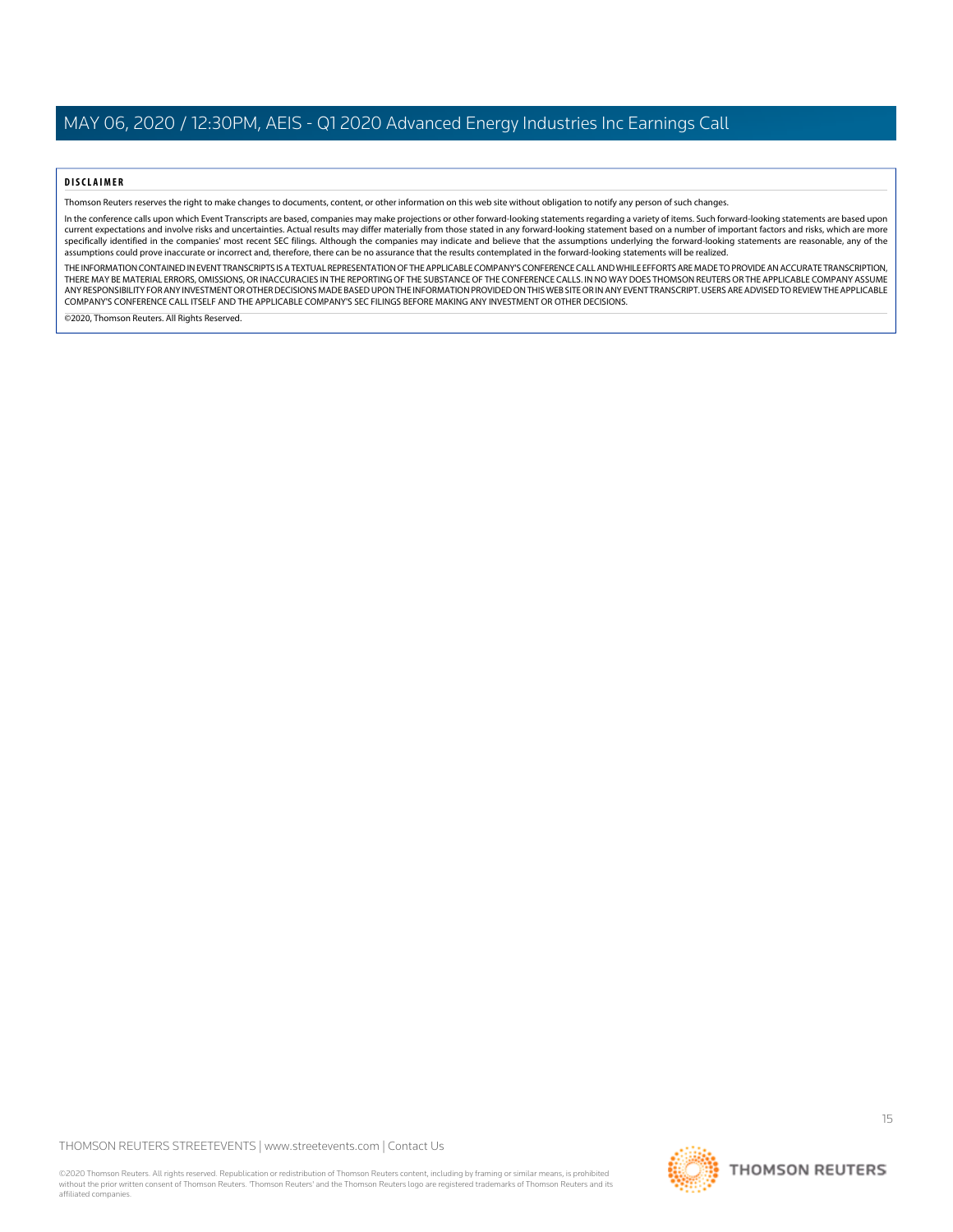**DISCLAIMER**

Thomson Reuters reserves the right to make changes to documents, content, or other information on this web site without obligation to notify any person of such changes.

In the conference calls upon which Event Transcripts are based, companies may make projections or other forward-looking statements regarding a variety of items. Such forward-looking statements are based upon current expectations and involve risks and uncertainties. Actual results may differ materially from those stated in any forward-looking statement based on a number of important factors and risks, which are more specifically identified in the companies' most recent SEC filings. Although the companies may indicate and believe that the assumptions underlying the forward-looking statements are reasonable, any of the assumptions could prove inaccurate or incorrect and, therefore, there can be no assurance that the results contemplated in the forward-looking statements will be realized.

THE INFORMATION CONTAINED IN EVENT TRANSCRIPTS IS A TEXTUAL REPRESENTATION OF THE APPLICABLE COMPANY'S CONFERENCE CALL AND WHILE EFFORTS ARE MADE TO PROVIDE AN ACCURATE TRANSCRIPTION, THERE MAY BE MATERIAL ERRORS, OMISSIONS, OR INACCURACIES IN THE REPORTING OF THE SUBSTANCE OF THE CONFERENCE CALLS. IN NO WAY DOES THOMSON REUTERS OR THE APPLICABLE COMPANY ASSUME ANY RESPONSIBILITY FOR ANY INVESTMENT OR OTHER DECISIONS MADE BASED UPON THE INFORMATION PROVIDED ON THIS WEB SITE OR IN ANY EVENT TRANSCRIPT. USERS ARE ADVISED TO REVIEW THE APPLICABLE COMPANY'S CONFERENCE CALL ITSELF AND THE APPLICABLE COMPANY'S SEC FILINGS BEFORE MAKING ANY INVESTMENT OR OTHER DECISIONS.

©2020, Thomson Reuters. All Rights Reserved.